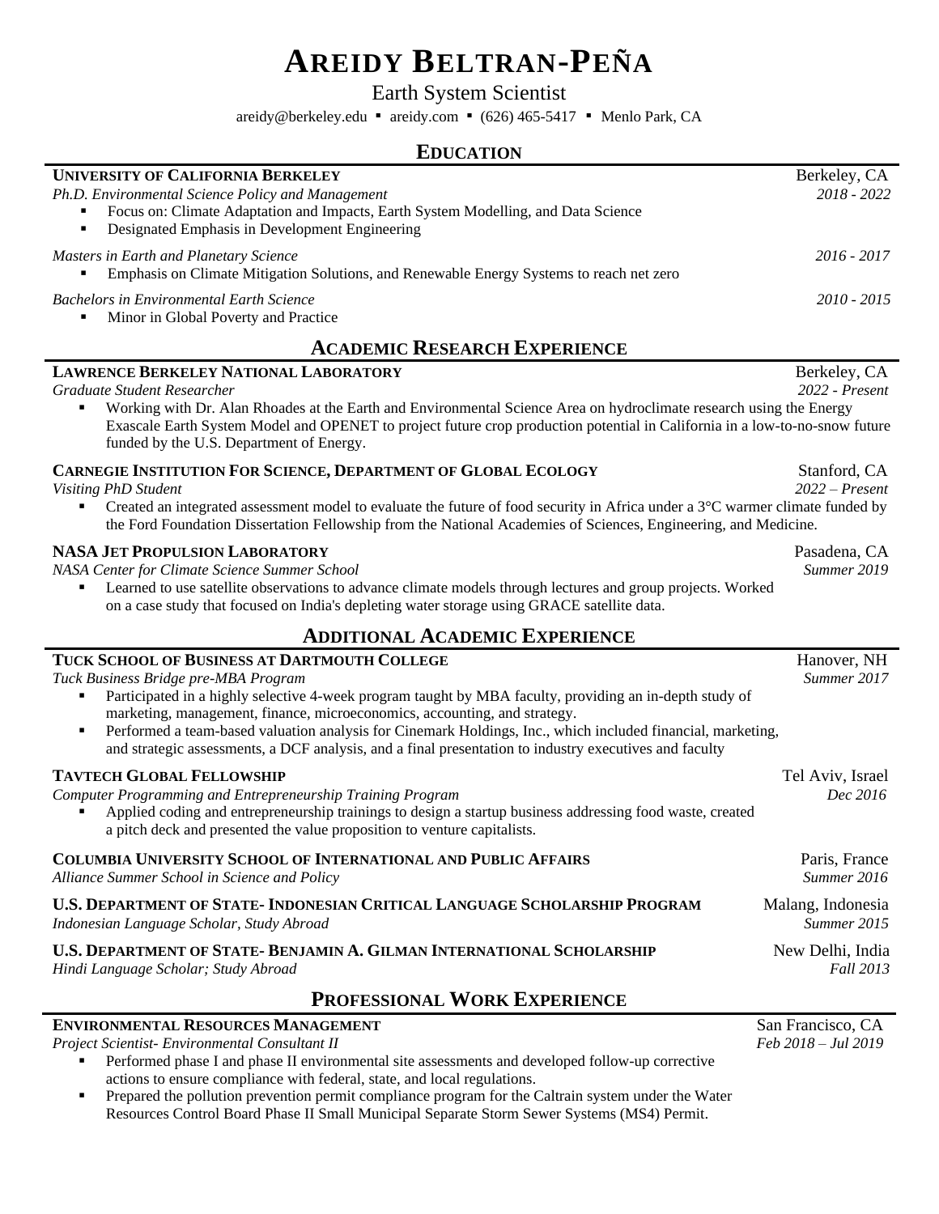# AREIDY BELTRAN-PEÑA

Earth System Scientist

areidy@berkeley.edu ▪ areidy.com ▪ (626) 465-5417 ▪ Menlo Park, CA

## EDUCATION

**UNIVERSITY OF CALIFORNIA BERKELEY** — Berkeley, CA

*Ph.D. Environmental Science Policy and Management* — *2018 - 2022*

- Focus on: Climate Adaptation and Impacts, Earth System Modelling, and Data Science
- Designated Emphasis in Development Engineering

*Masters in Earth and Planetary Science* — *2016 - 2017*

- Emphasis on Climate Mitigation Solutions, and Renewable Energy Systems to reach net zero

*Bachelors in Environmental Earth Science* — *2010 - 2015*

- Minor in Global Poverty and Practice

## ACADEMIC RESEARCH EXPERIENCE

**LAWRENCE BERKELEY NATIONAL LABORATORY** — Berkeley, CA

*Graduate Student Researcher* — *2022 - Present*

- Working with Dr. Alan Rhoades at the Earth and Environmental Science Area on hydroclimate research using the Energy Exascale Earth System Model and OPENET to project future crop production potential in California in a low-to-no-snow future funded by the U.S. Department of Energy.

**CARNEGIE INSTITUTION FOR SCIENCE, DEPARTMENT OF GLOBAL ECOLOGY** — Stanford, CA

*Visiting PhD Student* — *2022 – Present*

- Created an integrated assessment model to evaluate the future of food security in Africa under a 3°C warmer climate funded by the Ford Foundation Dissertation Fellowship from the National Academies of Sciences, Engineering, and Medicine.

**NASA JET PROPULSION LABORATORY** — Pasadena, CA

*NASA Center for Climate Science Summer School* — *Summer 2019*

- Learned to use satellite observations to advance climate models through lectures and group projects. Worked on a case study that focused on India's depleting water storage using GRACE satellite data.

## ADDITIONAL ACADEMIC EXPERIENCE

**TUCK SCHOOL OF BUSINESS AT DARTMOUTH COLLEGE** — Hanover, NH

*Tuck Business Bridge pre-MBA Program* — *Summer 2017*

- Participated in a highly selective 4-week program taught by MBA faculty, providing an in-depth study of marketing, management, finance, microeconomics, accounting, and strategy.
- Performed a team-based valuation analysis for Cinemark Holdings, Inc., which included financial, marketing, and strategic assessments, a DCF analysis, and a final presentation to industry executives and faculty

**TAVTECH GLOBAL FELLOWSHIP** — Tel Aviv, Israel

*Computer Programming and Entrepreneurship Training Program* — *Dec 2016*

- Applied coding and entrepreneurship trainings to design a startup business addressing food waste, created a pitch deck and presented the value proposition to venture capitalists.

**COLUMBIA UNIVERSITY SCHOOL OF INTERNATIONAL AND PUBLIC AFFAIRS** — Paris, France

*Alliance Summer School in Science and Policy* — *Summer 2016*

**U.S. DEPARTMENT OF STATE- INDONESIAN CRITICAL LANGUAGE SCHOLARSHIP PROGRAM** — Malang, Indonesia

*Indonesian Language Scholar, Study Abroad* — *Summer 2015*

**U.S. DEPARTMENT OF STATE- BENJAMIN A. GILMAN INTERNATIONAL SCHOLARSHIP** — New Delhi, India

*Hindi Language Scholar; Study Abroad* — *Fall 2013*

## PROFESSIONAL WORK EXPERIENCE

**ENVIRONMENTAL RESOURCES MANAGEMENT** — San Francisco, CA

*Project Scientist- Environmental Consultant II* — *Feb 2018 – Jul 2019*

- Performed phase I and phase II environmental site assessments and developed follow-up corrective actions to ensure compliance with federal, state, and local regulations.
- Prepared the pollution prevention permit compliance program for the Caltrain system under the Water Resources Control Board Phase II Small Municipal Separate Storm Sewer Systems (MS4) Permit.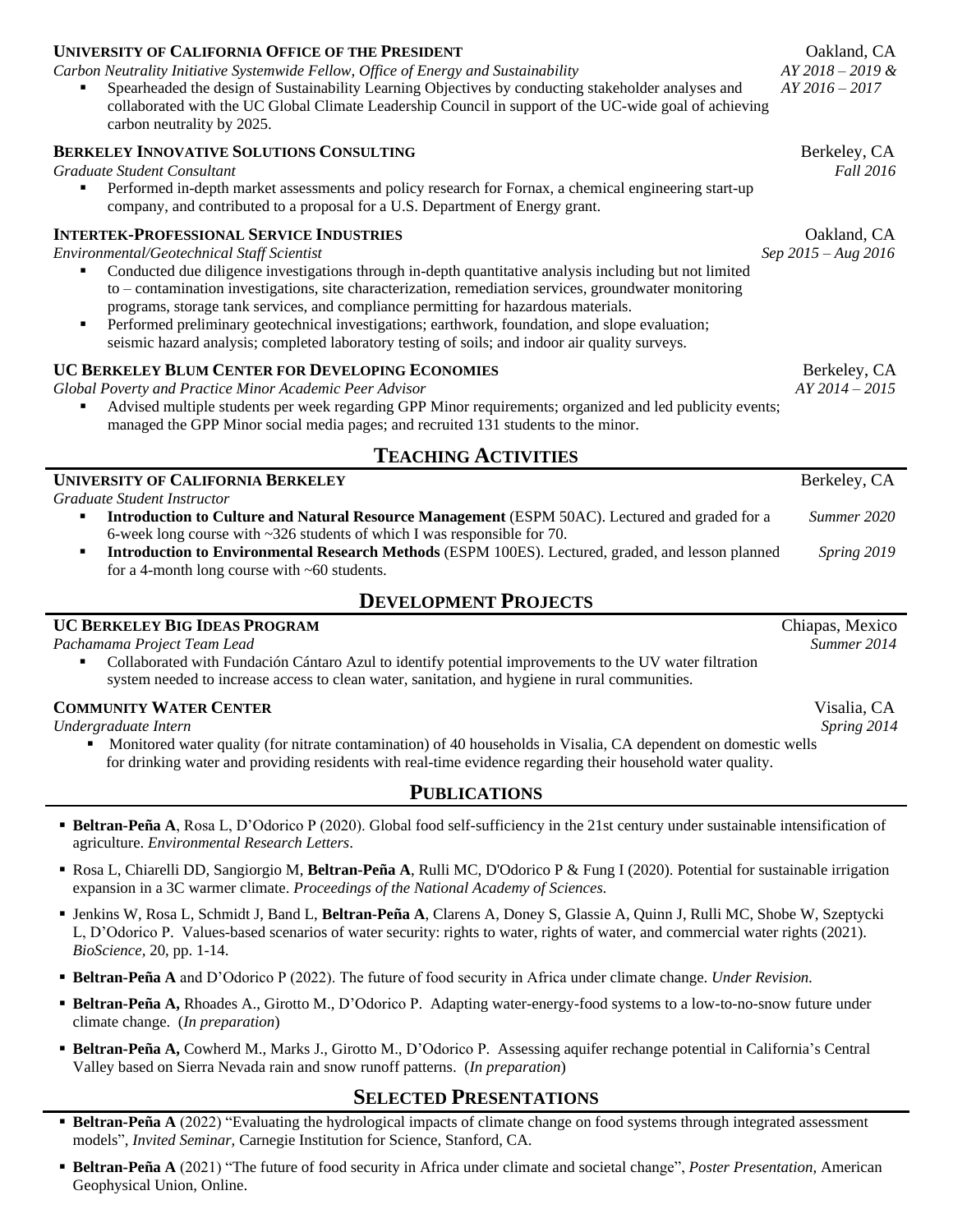**UNIVERSITY OF CALIFORNIA OFFICE OF THE PRESIDENT** — Oakland, CA
*Carbon Neutrality Initiative Systemwide Fellow, Office of Energy and Sustainability* — *AY 2018 – 2019 & AY 2016 – 2017*

- Spearheaded the design of Sustainability Learning Objectives by conducting stakeholder analyses and collaborated with the UC Global Climate Leadership Council in support of the UC-wide goal of achieving carbon neutrality by 2025.

**BERKELEY INNOVATIVE SOLUTIONS CONSULTING** — Berkeley, CA
*Graduate Student Consultant* — *Fall 2016*

- Performed in-depth market assessments and policy research for Fornax, a chemical engineering start-up company, and contributed to a proposal for a U.S. Department of Energy grant.

**INTERTEK-PROFESSIONAL SERVICE INDUSTRIES** — Oakland, CA
*Environmental/Geotechnical Staff Scientist* — *Sep 2015 – Aug 2016*

- Conducted due diligence investigations through in-depth quantitative analysis including but not limited to – contamination investigations, site characterization, remediation services, groundwater monitoring programs, storage tank services, and compliance permitting for hazardous materials.
- Performed preliminary geotechnical investigations; earthwork, foundation, and slope evaluation; seismic hazard analysis; completed laboratory testing of soils; and indoor air quality surveys.

**UC BERKELEY BLUM CENTER FOR DEVELOPING ECONOMIES** — Berkeley, CA
*Global Poverty and Practice Minor Academic Peer Advisor* — *AY 2014 – 2015*

- Advised multiple students per week regarding GPP Minor requirements; organized and led publicity events; managed the GPP Minor social media pages; and recruited 131 students to the minor.

## TEACHING ACTIVITIES

**UNIVERSITY OF CALIFORNIA BERKELEY** — Berkeley, CA
*Graduate Student Instructor*

- **Introduction to Culture and Natural Resource Management** (ESPM 50AC). Lectured and graded for a 6-week long course with ~326 students of which I was responsible for 70. — *Summer 2020*
- **Introduction to Environmental Research Methods** (ESPM 100ES). Lectured, graded, and lesson planned for a 4-month long course with ~60 students. — *Spring 2019*

## DEVELOPMENT PROJECTS

**UC BERKELEY BIG IDEAS PROGRAM** — Chiapas, Mexico
*Pachamama Project Team Lead* — *Summer 2014*

- Collaborated with Fundación Cántaro Azul to identify potential improvements to the UV water filtration system needed to increase access to clean water, sanitation, and hygiene in rural communities.

**COMMUNITY WATER CENTER** — Visalia, CA
*Undergraduate Intern* — *Spring 2014*

- Monitored water quality (for nitrate contamination) of 40 households in Visalia, CA dependent on domestic wells for drinking water and providing residents with real-time evidence regarding their household water quality.

## PUBLICATIONS

- **Beltran-Peña A**, Rosa L, D'Odorico P (2020). Global food self-sufficiency in the 21st century under sustainable intensification of agriculture. *Environmental Research Letters*.
- Rosa L, Chiarelli DD, Sangiorgio M, **Beltran-Peña A**, Rulli MC, D'Odorico P & Fung I (2020). Potential for sustainable irrigation expansion in a 3C warmer climate. *Proceedings of the National Academy of Sciences.*
- Jenkins W, Rosa L, Schmidt J, Band L, **Beltran-Peña A**, Clarens A, Doney S, Glassie A, Quinn J, Rulli MC, Shobe W, Szeptycki L, D'Odorico P. Values-based scenarios of water security: rights to water, rights of water, and commercial water rights (2021). *BioScience,* 20, pp. 1-14.
- **Beltran-Peña A** and D'Odorico P (2022). The future of food security in Africa under climate change. *Under Revision.*
- **Beltran-Peña A,** Rhoades A., Girotto M., D'Odorico P. Adapting water-energy-food systems to a low-to-no-snow future under climate change. (*In preparation*)
- **Beltran-Peña A,** Cowherd M., Marks J., Girotto M., D'Odorico P. Assessing aquifer rechange potential in California's Central Valley based on Sierra Nevada rain and snow runoff patterns. (*In preparation*)

## SELECTED PRESENTATIONS

- **Beltran-Peña A** (2022) "Evaluating the hydrological impacts of climate change on food systems through integrated assessment models", *Invited Seminar,* Carnegie Institution for Science, Stanford, CA.
- **Beltran-Peña A** (2021) "The future of food security in Africa under climate and societal change", *Poster Presentation*, American Geophysical Union, Online.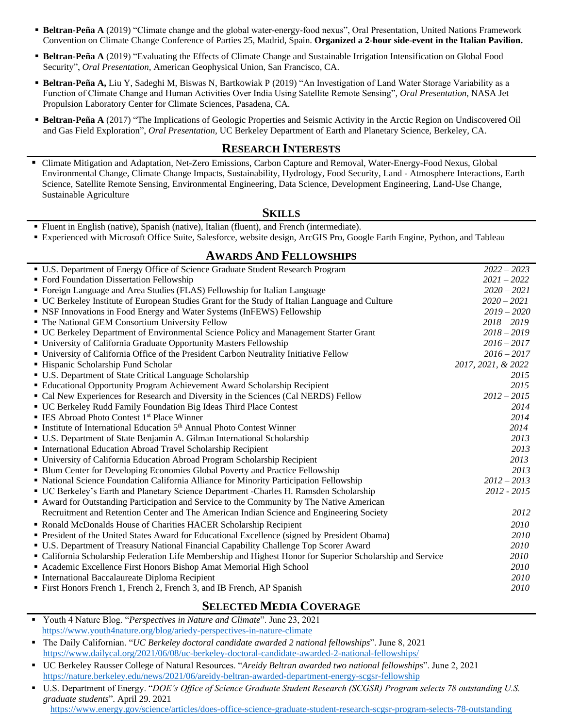- **Beltran-Peña A** (2019) "Climate change and the global water-energy-food nexus", Oral Presentation, United Nations Framework Convention on Climate Change Conference of Parties 25, Madrid, Spain. **Organized a 2-hour side-event in the Italian Pavilion.**
- **Beltran-Peña A** (2019) "Evaluating the Effects of Climate Change and Sustainable Irrigation Intensification on Global Food Security", *Oral Presentation*, American Geophysical Union, San Francisco, CA.
- **Beltran-Peña A,** Liu Y, Sadeghi M, Biswas N, Bartkowiak P (2019) "An Investigation of Land Water Storage Variability as a Function of Climate Change and Human Activities Over India Using Satellite Remote Sensing", *Oral Presentation*, NASA Jet Propulsion Laboratory Center for Climate Sciences, Pasadena, CA.
- **Beltran-Peña A** (2017) "The Implications of Geologic Properties and Seismic Activity in the Arctic Region on Undiscovered Oil and Gas Field Exploration", *Oral Presentation,* UC Berkeley Department of Earth and Planetary Science, Berkeley, CA.

## RESEARCH INTERESTS

- Climate Mitigation and Adaptation, Net-Zero Emissions, Carbon Capture and Removal, Water-Energy-Food Nexus, Global Environmental Change, Climate Change Impacts, Sustainability, Hydrology, Food Security, Land - Atmosphere Interactions, Earth Science, Satellite Remote Sensing, Environmental Engineering, Data Science, Development Engineering, Land-Use Change, Sustainable Agriculture

## SKILLS

- Fluent in English (native), Spanish (native), Italian (fluent), and French (intermediate).
- Experienced with Microsoft Office Suite, Salesforce, website design, ArcGIS Pro, Google Earth Engine, Python, and Tableau

## AWARDS AND FELLOWSHIPS

- U.S. Department of Energy Office of Science Graduate Student Research Program *2022 – 2023*
- Ford Foundation Dissertation Fellowship *2021 – 2022*
- Foreign Language and Area Studies (FLAS) Fellowship for Italian Language *2020 – 2021*
- UC Berkeley Institute of European Studies Grant for the Study of Italian Language and Culture *2020 – 2021*
- NSF Innovations in Food Energy and Water Systems (InFEWS) Fellowship *2019 – 2020*
- The National GEM Consortium University Fellow *2018 – 2019*
- UC Berkeley Department of Environmental Science Policy and Management Starter Grant *2018 – 2019*
- University of California Graduate Opportunity Masters Fellowship *2016 – 2017*
- University of California Office of the President Carbon Neutrality Initiative Fellow *2016 – 2017*
- Hispanic Scholarship Fund Scholar *2017, 2021, & 2022*
- U.S. Department of State Critical Language Scholarship *2015*
- Educational Opportunity Program Achievement Award Scholarship Recipient *2015*
- Cal New Experiences for Research and Diversity in the Sciences (Cal NERDS) Fellow *2012 – 2015*
- UC Berkeley Rudd Family Foundation Big Ideas Third Place Contest *2014*
- IES Abroad Photo Contest 1st Place Winner *2014*
- Institute of International Education 5th Annual Photo Contest Winner *2014*
- U.S. Department of State Benjamin A. Gilman International Scholarship *2013*
- International Education Abroad Travel Scholarship Recipient *2013*
- University of California Education Abroad Program Scholarship Recipient *2013*
- Blum Center for Developing Economies Global Poverty and Practice Fellowship *2013*
- National Science Foundation California Alliance for Minority Participation Fellowship *2012 – 2013*
- UC Berkeley's Earth and Planetary Science Department -Charles H. Ramsden Scholarship *2012 - 2015*
- Award for Outstanding Participation and Service to the Community by The Native American Recruitment and Retention Center and The American Indian Science and Engineering Society *2012*
- Ronald McDonalds House of Charities HACER Scholarship Recipient *2010*
- President of the United States Award for Educational Excellence (signed by President Obama) *2010*
- U.S. Department of Treasury National Financial Capability Challenge Top Scorer Award *2010*
- California Scholarship Federation Life Membership and Highest Honor for Superior Scholarship and Service *2010*
- Academic Excellence First Honors Bishop Amat Memorial High School *2010*
- International Baccalaureate Diploma Recipient *2010*
- First Honors French 1, French 2, French 3, and IB French, AP Spanish *2010*

## SELECTED MEDIA COVERAGE

- Youth 4 Nature Blog. "*Perspectives in Nature and Climate*". June 23, 2021
  https://www.youth4nature.org/blog/ariedy-perspectives-in-nature-climate
- The Daily Californian. "*UC Berkeley doctoral candidate awarded 2 national fellowships*". June 8, 2021
  https://www.dailycal.org/2021/06/08/uc-berkeley-doctoral-candidate-awarded-2-national-fellowships/
- UC Berkeley Rausser College of Natural Resources. "*Areidy Beltran awarded two national fellowships*". June 2, 2021
  https://nature.berkeley.edu/news/2021/06/areidy-beltran-awarded-department-energy-scgsr-fellowship
- U.S. Department of Energy. "*DOE's Office of Science Graduate Student Research (SCGSR) Program selects 78 outstanding U.S. graduate students*". April 29. 2021
  https://www.energy.gov/science/articles/does-office-science-graduate-student-research-scgsr-program-selects-78-outstanding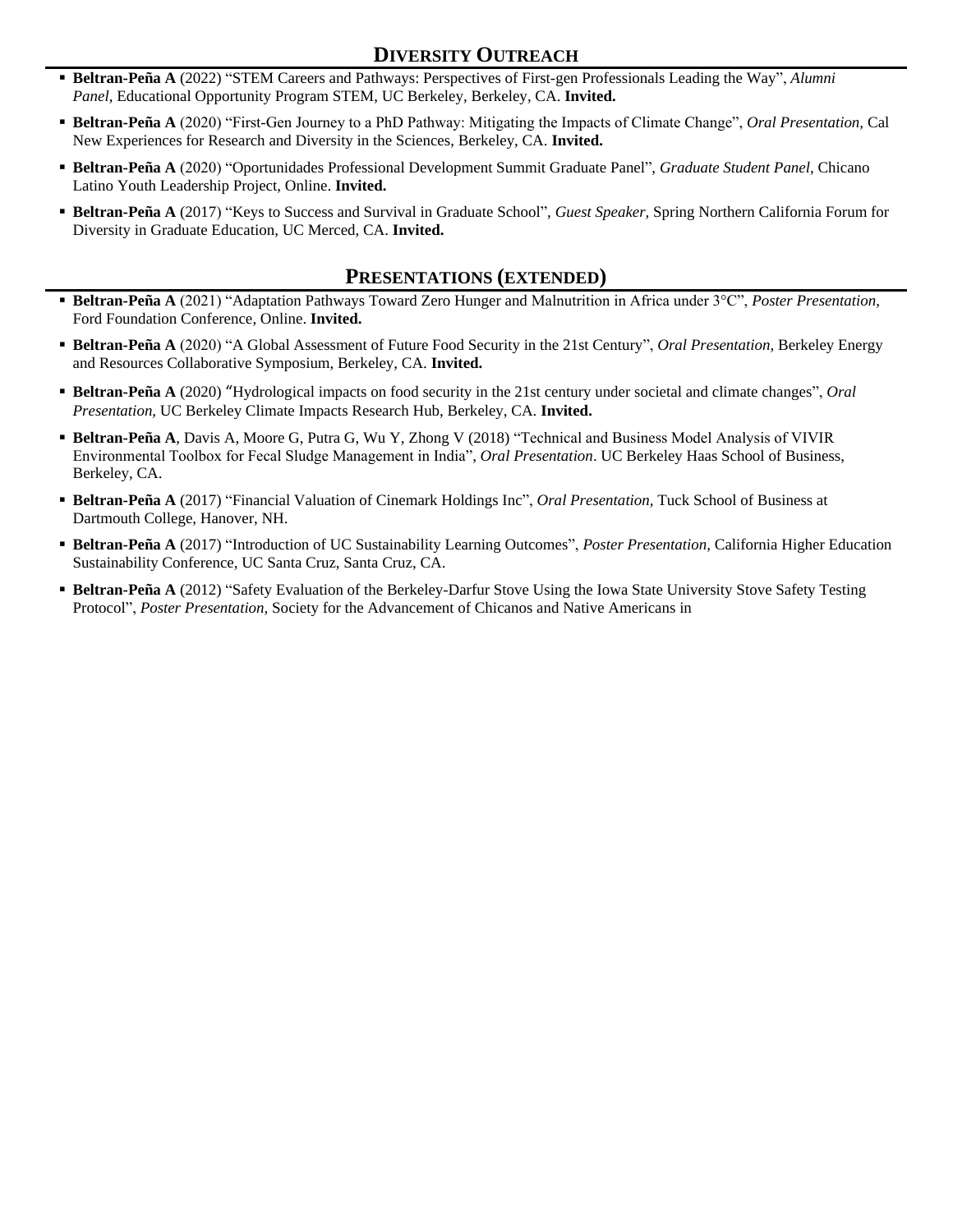## Diversity Outreach

- **Beltran-Peña A** (2022) "STEM Careers and Pathways: Perspectives of First-gen Professionals Leading the Way", *Alumni Panel*, Educational Opportunity Program STEM, UC Berkeley, Berkeley, CA. **Invited.**
- **Beltran-Peña A** (2020) "First-Gen Journey to a PhD Pathway: Mitigating the Impacts of Climate Change", *Oral Presentation,* Cal New Experiences for Research and Diversity in the Sciences, Berkeley, CA. **Invited.**
- **Beltran-Peña A** (2020) "Oportunidades Professional Development Summit Graduate Panel", *Graduate Student Panel,* Chicano Latino Youth Leadership Project, Online. **Invited.**
- **Beltran-Peña A** (2017) "Keys to Success and Survival in Graduate School", *Guest Speaker,* Spring Northern California Forum for Diversity in Graduate Education, UC Merced, CA. **Invited.**

## Presentations (extended)

- **Beltran-Peña A** (2021) "Adaptation Pathways Toward Zero Hunger and Malnutrition in Africa under 3°C", *Poster Presentation*, Ford Foundation Conference, Online. **Invited.**
- **Beltran-Peña A** (2020) "A Global Assessment of Future Food Security in the 21st Century", *Oral Presentation,* Berkeley Energy and Resources Collaborative Symposium, Berkeley, CA. **Invited.**
- **Beltran-Peña A** (2020) "Hydrological impacts on food security in the 21st century under societal and climate changes", *Oral Presentation,* UC Berkeley Climate Impacts Research Hub, Berkeley, CA. **Invited.**
- **Beltran-Peña A**, Davis A, Moore G, Putra G, Wu Y, Zhong V (2018) "Technical and Business Model Analysis of VIVIR Environmental Toolbox for Fecal Sludge Management in India", *Oral Presentation*. UC Berkeley Haas School of Business, Berkeley, CA.
- **Beltran-Peña A** (2017) "Financial Valuation of Cinemark Holdings Inc", *Oral Presentation,* Tuck School of Business at Dartmouth College, Hanover, NH.
- **Beltran-Peña A** (2017) "Introduction of UC Sustainability Learning Outcomes", *Poster Presentation,* California Higher Education Sustainability Conference, UC Santa Cruz, Santa Cruz, CA.
- **Beltran-Peña A** (2012) "Safety Evaluation of the Berkeley-Darfur Stove Using the Iowa State University Stove Safety Testing Protocol", *Poster Presentation,* Society for the Advancement of Chicanos and Native Americans in